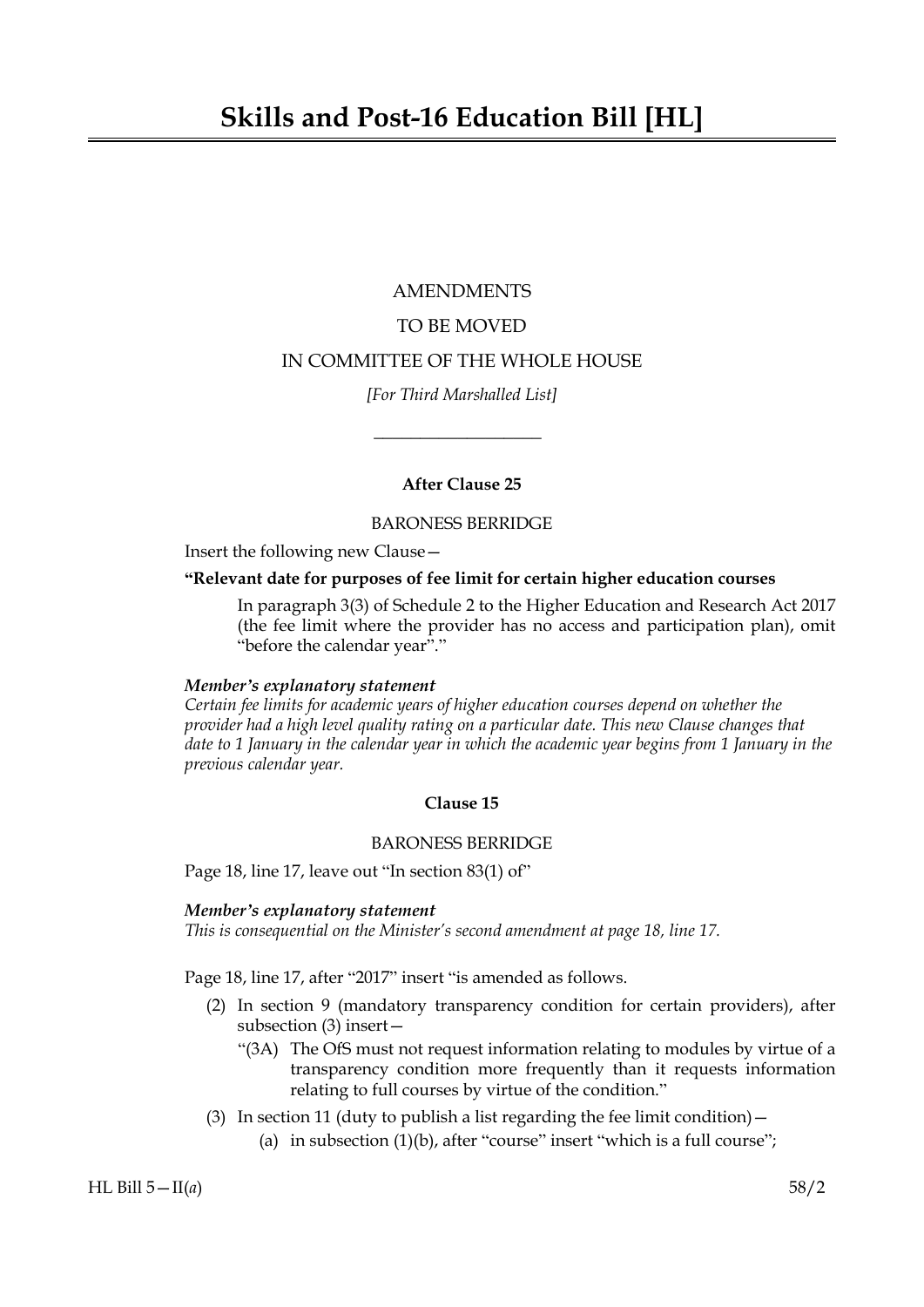# Skills and Post-16 Education Bill [HL]

AMENDMENTS

TO BE MOVED

IN COMMITTEE OF THE WHOLE HOUSE

*[For Third Marshalled List]*

---

**After Clause 25**

BARONESS BERRIDGE

Insert the following new Clause—

**"Relevant date for purposes of fee limit for certain higher education courses**

In paragraph 3(3) of Schedule 2 to the Higher Education and Research Act 2017 (the fee limit where the provider has no access and participation plan), omit "before the calendar year"."

***Member's explanatory statement***
*Certain fee limits for academic years of higher education courses depend on whether the provider had a high level quality rating on a particular date. This new Clause changes that date to 1 January in the calendar year in which the academic year begins from 1 January in the previous calendar year.*

**Clause 15**

BARONESS BERRIDGE

Page 18, line 17, leave out "In section 83(1) of"

***Member's explanatory statement***
*This is consequential on the Minister's second amendment at page 18, line 17.*

Page 18, line 17, after "2017" insert "is amended as follows.

(2) In section 9 (mandatory transparency condition for certain providers), after subsection (3) insert—

"(3A) The OfS must not request information relating to modules by virtue of a transparency condition more frequently than it requests information relating to full courses by virtue of the condition."

(3) In section 11 (duty to publish a list regarding the fee limit condition)—

(a) in subsection (1)(b), after "course" insert "which is a full course";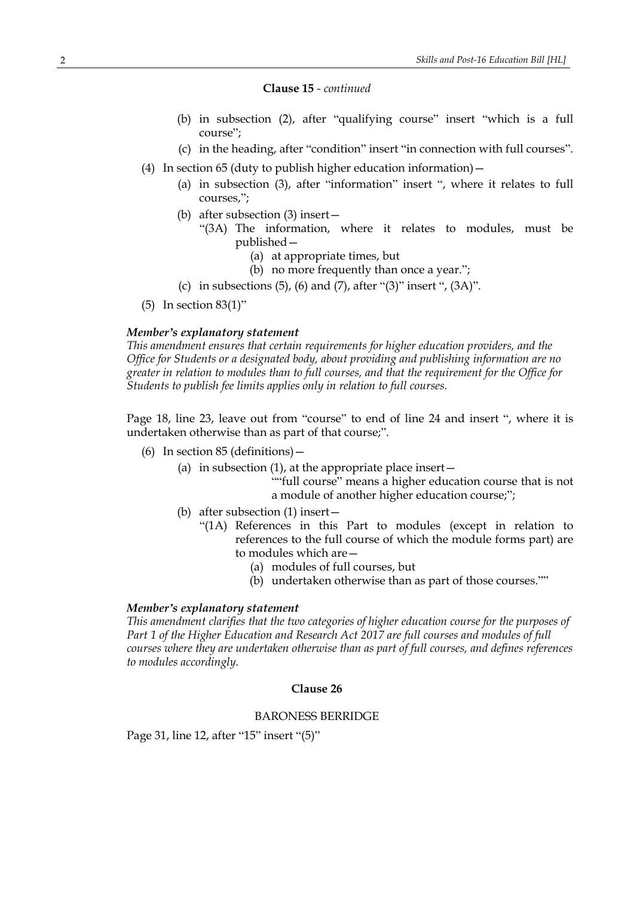**Clause 15** - *continued*

- (b) in subsection (2), after "qualifying course" insert "which is a full course";
- (c) in the heading, after "condition" insert "in connection with full courses".

(4) In section 65 (duty to publish higher education information)—

- (a) in subsection (3), after "information" insert ", where it relates to full courses,";
- (b) after subsection (3) insert—
  - "(3A) The information, where it relates to modules, must be published—
    - (a) at appropriate times, but
    - (b) no more frequently than once a year.";
- (c) in subsections (5), (6) and (7), after "(3)" insert ", (3A)".

(5) In section 83(1)"

***Member's explanatory statement***

*This amendment ensures that certain requirements for higher education providers, and the Office for Students or a designated body, about providing and publishing information are no greater in relation to modules than to full courses, and that the requirement for the Office for Students to publish fee limits applies only in relation to full courses.*

Page 18, line 23, leave out from "course" to end of line 24 and insert ", where it is undertaken otherwise than as part of that course;".

(6) In section 85 (definitions)—

- (a) in subsection (1), at the appropriate place insert—
  - ""full course" means a higher education course that is not a module of another higher education course;";
- (b) after subsection (1) insert—
  - "(1A) References in this Part to modules (except in relation to references to the full course of which the module forms part) are to modules which are—
    - (a) modules of full courses, but
    - (b) undertaken otherwise than as part of those courses.""

***Member's explanatory statement***

*This amendment clarifies that the two categories of higher education course for the purposes of Part 1 of the Higher Education and Research Act 2017 are full courses and modules of full courses where they are undertaken otherwise than as part of full courses, and defines references to modules accordingly.*

**Clause 26**

BARONESS BERRIDGE

Page 31, line 12, after "15" insert "(5)"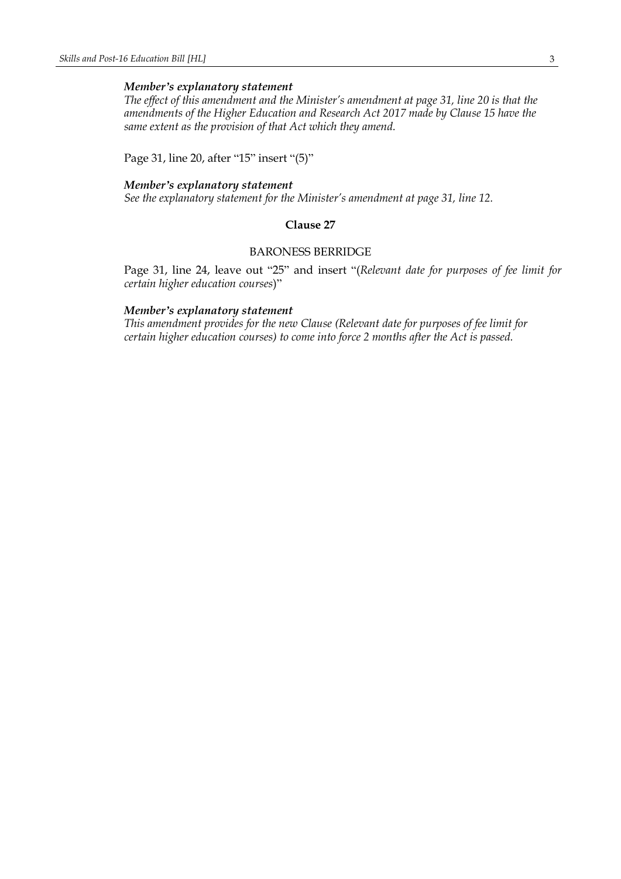***Member's explanatory statement***

*The effect of this amendment and the Minister's amendment at page 31, line 20 is that the amendments of the Higher Education and Research Act 2017 made by Clause 15 have the same extent as the provision of that Act which they amend.*

Page 31, line 20, after "15" insert "(5)"

***Member's explanatory statement***

*See the explanatory statement for the Minister's amendment at page 31, line 12.*

**Clause 27**

BARONESS BERRIDGE

Page 31, line 24, leave out "25" and insert "(*Relevant date for purposes of fee limit for certain higher education courses*)"

***Member's explanatory statement***

*This amendment provides for the new Clause (Relevant date for purposes of fee limit for certain higher education courses) to come into force 2 months after the Act is passed.*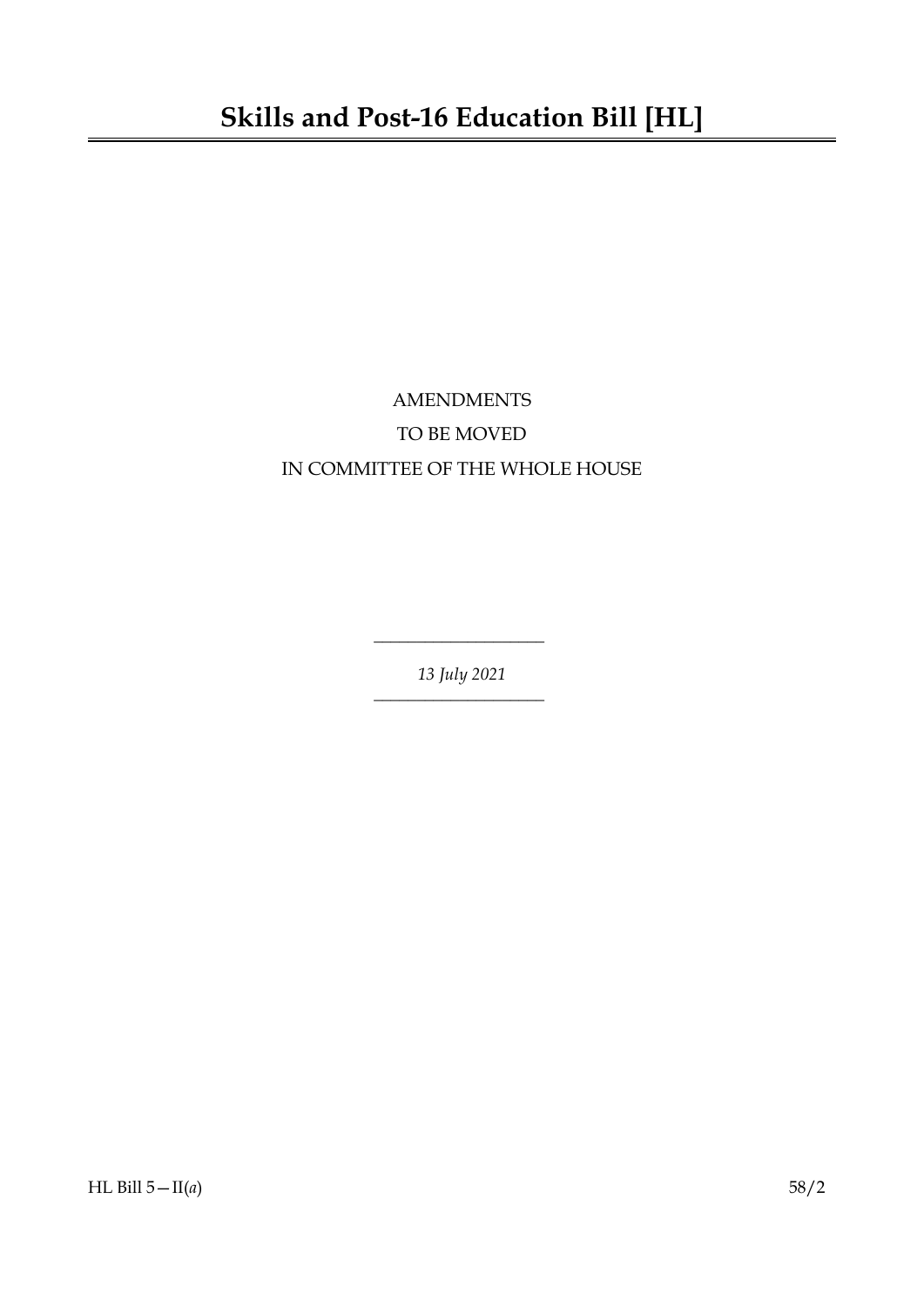# Skills and Post-16 Education Bill [HL]

AMENDMENTS

TO BE MOVED

IN COMMITTEE OF THE WHOLE HOUSE

---

*13 July 2021*

---

HL Bill 5—II(*a*)

58/2